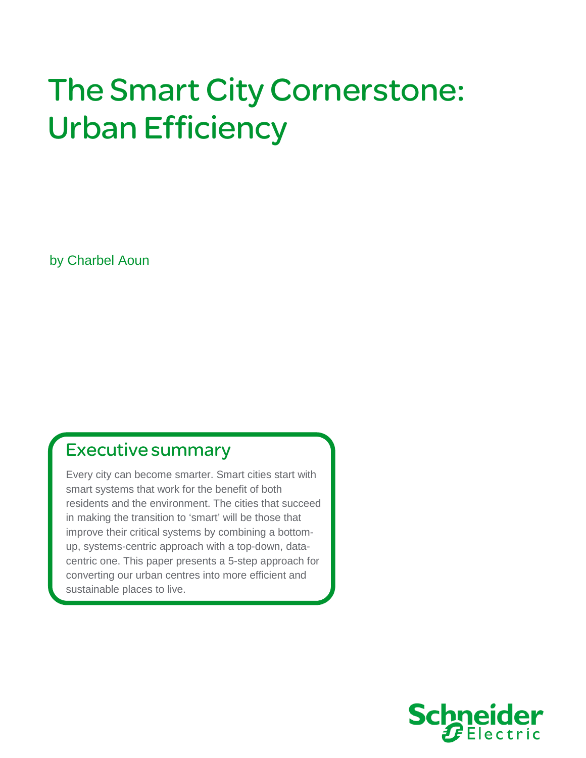# The Smart City Cornerstone: Urban Efficiency

by Charbel Aoun

## Executive summary

Every city can become smarter. Smart cities start with smart systems that work for the benefit of both residents and the environment. The cities that succeed in making the transition to 'smart' will be those that improve their critical systems by combining a bottom-up, systems-centric approach with a top-down, data-centric one. This paper presents a 5-step approach for converting our urban centres into more efficient and sustainable places to live.

Schneider Electric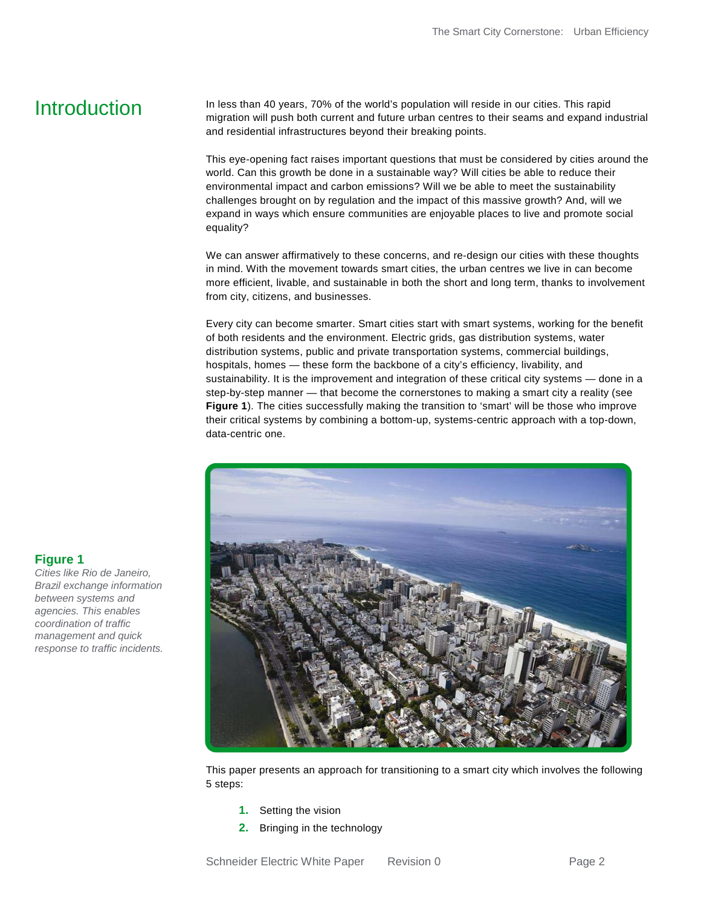# Introduction

In less than 40 years, 70% of the world's population will reside in our cities. This rapid migration will push both current and future urban centres to their seams and expand industrial and residential infrastructures beyond their breaking points.

This eye-opening fact raises important questions that must be considered by cities around the world. Can this growth be done in a sustainable way? Will cities be able to reduce their environmental impact and carbon emissions? Will we be able to meet the sustainability challenges brought on by regulation and the impact of this massive growth? And, will we expand in ways which ensure communities are enjoyable places to live and promote social equality?

We can answer affirmatively to these concerns, and re-design our cities with these thoughts in mind. With the movement towards smart cities, the urban centres we live in can become more efficient, livable, and sustainable in both the short and long term, thanks to involvement from city, citizens, and businesses.

Every city can become smarter. Smart cities start with smart systems, working for the benefit of both residents and the environment. Electric grids, gas distribution systems, water distribution systems, public and private transportation systems, commercial buildings, hospitals, homes — these form the backbone of a city's efficiency, livability, and sustainability. It is the improvement and integration of these critical city systems — done in a step-by-step manner — that become the cornerstones to making a smart city a reality (see **Figure 1**). The cities successfully making the transition to 'smart' will be those who improve their critical systems by combining a bottom-up, systems-centric approach with a top-down, data-centric one.

**Figure 1**
*Cities like Rio de Janeiro, Brazil exchange information between systems and agencies. This enables coordination of traffic management and quick response to traffic incidents.*

This paper presents an approach for transitioning to a smart city which involves the following 5 steps:

1. Setting the vision
2. Bringing in the technology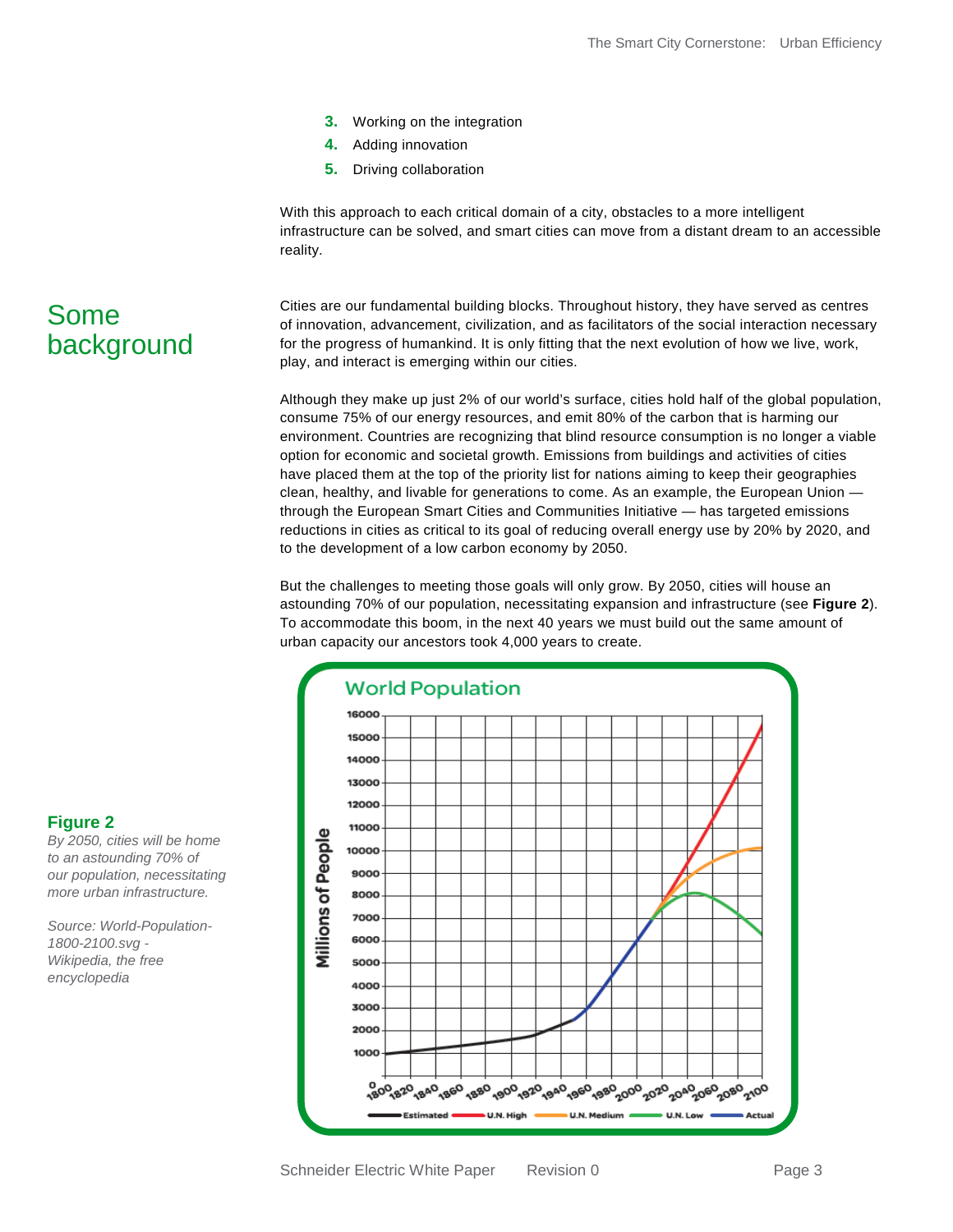3. Working on the integration
4. Adding innovation
5. Driving collaboration

With this approach to each critical domain of a city, obstacles to a more intelligent infrastructure can be solved, and smart cities can move from a distant dream to an accessible reality.

## Some background

Cities are our fundamental building blocks. Throughout history, they have served as centres of innovation, advancement, civilization, and as facilitators of the social interaction necessary for the progress of humankind. It is only fitting that the next evolution of how we live, work, play, and interact is emerging within our cities.

Although they make up just 2% of our world's surface, cities hold half of the global population, consume 75% of our energy resources, and emit 80% of the carbon that is harming our environment. Countries are recognizing that blind resource consumption is no longer a viable option for economic and societal growth. Emissions from buildings and activities of cities have placed them at the top of the priority list for nations aiming to keep their geographies clean, healthy, and livable for generations to come. As an example, the European Union — through the European Smart Cities and Communities Initiative — has targeted emissions reductions in cities as critical to its goal of reducing overall energy use by 20% by 2020, and to the development of a low carbon economy by 2050.

But the challenges to meeting those goals will only grow. By 2050, cities will house an astounding 70% of our population, necessitating expansion and infrastructure (see **Figure 2**). To accommodate this boom, in the next 40 years we must build out the same amount of urban capacity our ancestors took 4,000 years to create.

**Figure 2**

*By 2050, cities will be home to an astounding 70% of our population, necessitating more urban infrastructure.*

*Source: World-Population-1800-2100.svg - Wikipedia, the free encyclopedia*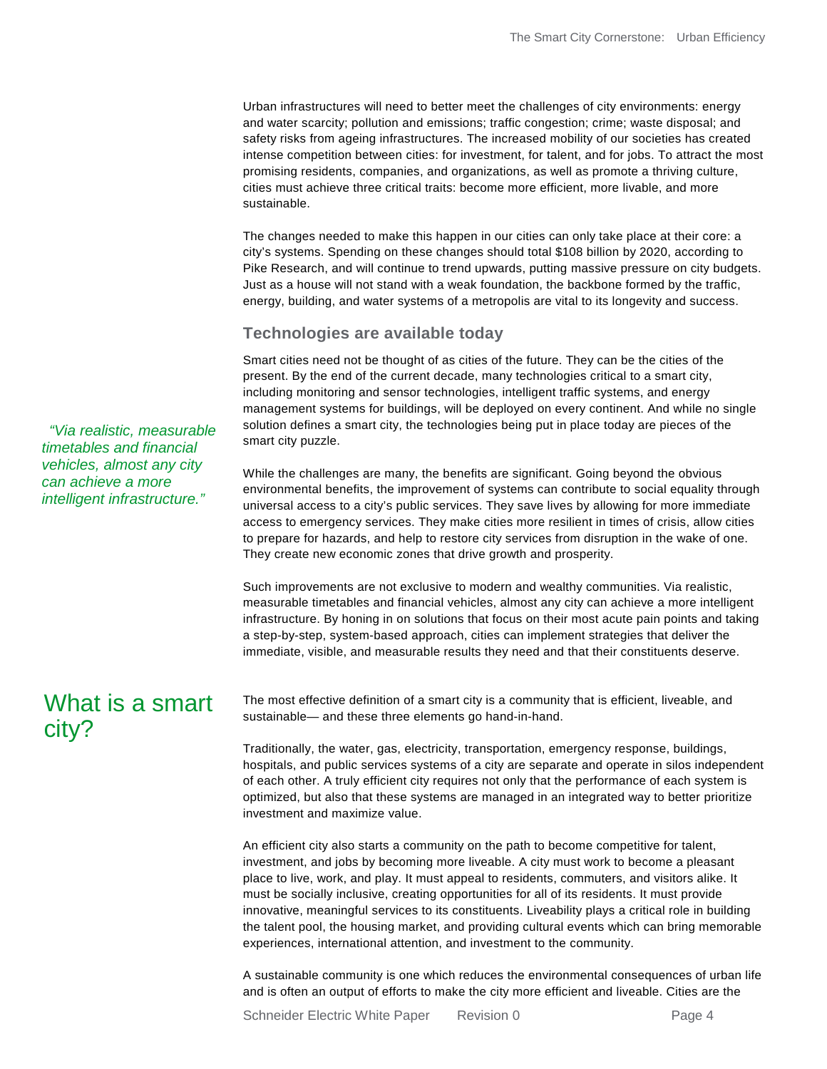Urban infrastructures will need to better meet the challenges of city environments: energy and water scarcity; pollution and emissions; traffic congestion; crime; waste disposal; and safety risks from ageing infrastructures. The increased mobility of our societies has created intense competition between cities: for investment, for talent, and for jobs. To attract the most promising residents, companies, and organizations, as well as promote a thriving culture, cities must achieve three critical traits: become more efficient, more livable, and more sustainable.

The changes needed to make this happen in our cities can only take place at their core: a city's systems. Spending on these changes should total $108 billion by 2020, according to Pike Research, and will continue to trend upwards, putting massive pressure on city budgets. Just as a house will not stand with a weak foundation, the backbone formed by the traffic, energy, building, and water systems of a metropolis are vital to its longevity and success.

### Technologies are available today

Smart cities need not be thought of as cities of the future. They can be the cities of the present. By the end of the current decade, many technologies critical to a smart city, including monitoring and sensor technologies, intelligent traffic systems, and energy management systems for buildings, will be deployed on every continent. And while no single solution defines a smart city, the technologies being put in place today are pieces of the smart city puzzle.

*"Via realistic, measurable timetables and financial vehicles, almost any city can achieve a more intelligent infrastructure."*

While the challenges are many, the benefits are significant. Going beyond the obvious environmental benefits, the improvement of systems can contribute to social equality through universal access to a city's public services. They save lives by allowing for more immediate access to emergency services. They make cities more resilient in times of crisis, allow cities to prepare for hazards, and help to restore city services from disruption in the wake of one. They create new economic zones that drive growth and prosperity.

Such improvements are not exclusive to modern and wealthy communities. Via realistic, measurable timetables and financial vehicles, almost any city can achieve a more intelligent infrastructure. By honing in on solutions that focus on their most acute pain points and taking a step-by-step, system-based approach, cities can implement strategies that deliver the immediate, visible, and measurable results they need and that their constituents deserve.

## What is a smart city?

The most effective definition of a smart city is a community that is efficient, liveable, and sustainable— and these three elements go hand-in-hand.

Traditionally, the water, gas, electricity, transportation, emergency response, buildings, hospitals, and public services systems of a city are separate and operate in silos independent of each other. A truly efficient city requires not only that the performance of each system is optimized, but also that these systems are managed in an integrated way to better prioritize investment and maximize value.

An efficient city also starts a community on the path to become competitive for talent, investment, and jobs by becoming more liveable. A city must work to become a pleasant place to live, work, and play. It must appeal to residents, commuters, and visitors alike. It must be socially inclusive, creating opportunities for all of its residents. It must provide innovative, meaningful services to its constituents. Liveability plays a critical role in building the talent pool, the housing market, and providing cultural events which can bring memorable experiences, international attention, and investment to the community.

A sustainable community is one which reduces the environmental consequences of urban life and is often an output of efforts to make the city more efficient and liveable. Cities are the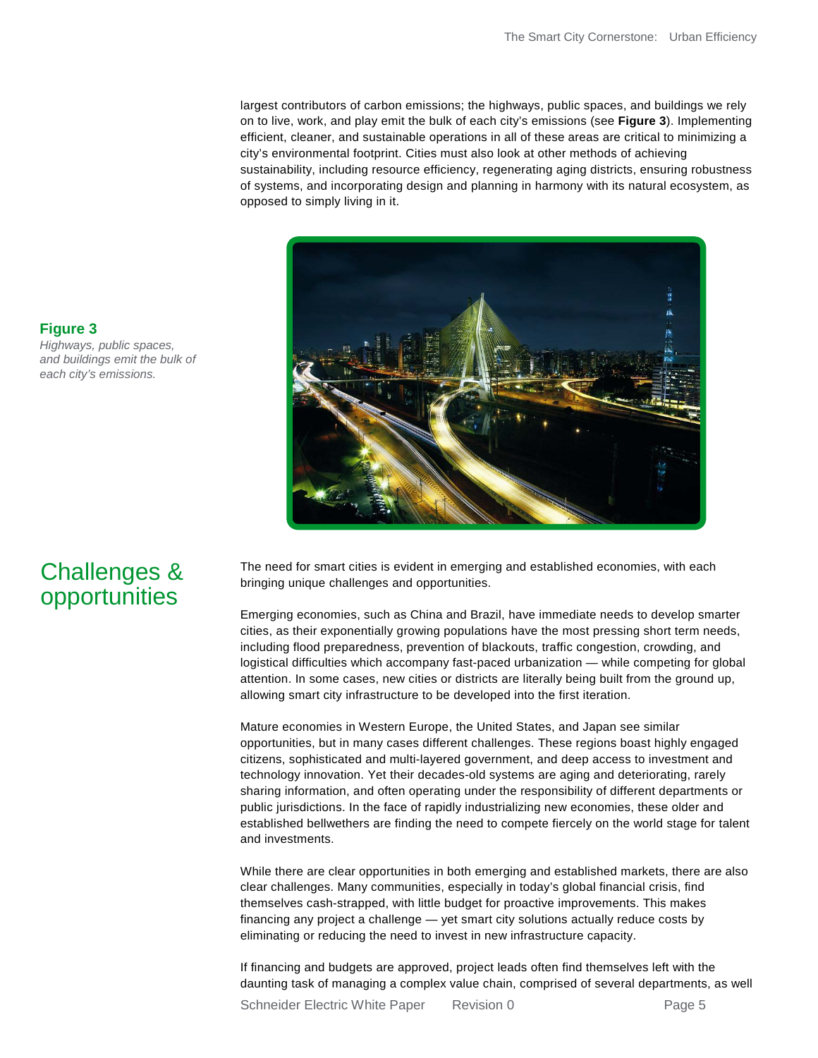largest contributors of carbon emissions; the highways, public spaces, and buildings we rely on to live, work, and play emit the bulk of each city's emissions (see **Figure 3**). Implementing efficient, cleaner, and sustainable operations in all of these areas are critical to minimizing a city's environmental footprint. Cities must also look at other methods of achieving sustainability, including resource efficiency, regenerating aging districts, ensuring robustness of systems, and incorporating design and planning in harmony with its natural ecosystem, as opposed to simply living in it.

**Figure 3**
*Highways, public spaces, and buildings emit the bulk of each city's emissions.*

## Challenges & opportunities

The need for smart cities is evident in emerging and established economies, with each bringing unique challenges and opportunities.

Emerging economies, such as China and Brazil, have immediate needs to develop smarter cities, as their exponentially growing populations have the most pressing short term needs, including flood preparedness, prevention of blackouts, traffic congestion, crowding, and logistical difficulties which accompany fast-paced urbanization — while competing for global attention. In some cases, new cities or districts are literally being built from the ground up, allowing smart city infrastructure to be developed into the first iteration.

Mature economies in Western Europe, the United States, and Japan see similar opportunities, but in many cases different challenges. These regions boast highly engaged citizens, sophisticated and multi-layered government, and deep access to investment and technology innovation. Yet their decades-old systems are aging and deteriorating, rarely sharing information, and often operating under the responsibility of different departments or public jurisdictions. In the face of rapidly industrializing new economies, these older and established bellwethers are finding the need to compete fiercely on the world stage for talent and investments.

While there are clear opportunities in both emerging and established markets, there are also clear challenges. Many communities, especially in today's global financial crisis, find themselves cash-strapped, with little budget for proactive improvements. This makes financing any project a challenge — yet smart city solutions actually reduce costs by eliminating or reducing the need to invest in new infrastructure capacity.

If financing and budgets are approved, project leads often find themselves left with the daunting task of managing a complex value chain, comprised of several departments, as well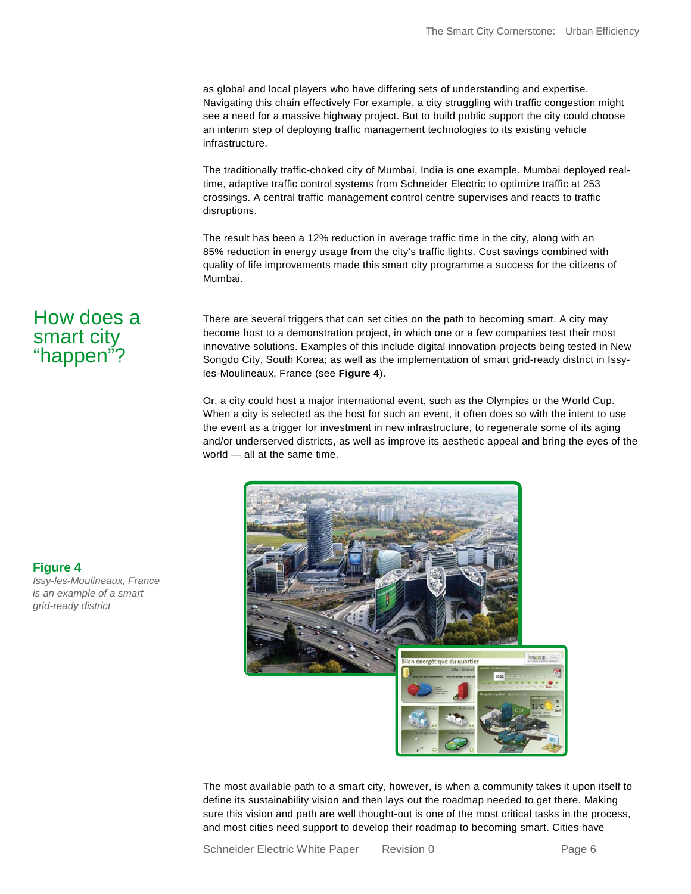as global and local players who have differing sets of understanding and expertise. Navigating this chain effectively For example, a city struggling with traffic congestion might see a need for a massive highway project. But to build public support the city could choose an interim step of deploying traffic management technologies to its existing vehicle infrastructure.

The traditionally traffic-choked city of Mumbai, India is one example. Mumbai deployed real-time, adaptive traffic control systems from Schneider Electric to optimize traffic at 253 crossings. A central traffic management control centre supervises and reacts to traffic disruptions.

The result has been a 12% reduction in average traffic time in the city, along with an 85% reduction in energy usage from the city's traffic lights. Cost savings combined with quality of life improvements made this smart city programme a success for the citizens of Mumbai.

## How does a smart city "happen"?

There are several triggers that can set cities on the path to becoming smart. A city may become host to a demonstration project, in which one or a few companies test their most innovative solutions. Examples of this include digital innovation projects being tested in New Songdo City, South Korea; as well as the implementation of smart grid-ready district in Issy-les-Moulineaux, France (see **Figure 4**).

Or, a city could host a major international event, such as the Olympics or the World Cup. When a city is selected as the host for such an event, it often does so with the intent to use the event as a trigger for investment in new infrastructure, to regenerate some of its aging and/or underserved districts, as well as improve its aesthetic appeal and bring the eyes of the world — all at the same time.

**Figure 4**
*Issy-les-Moulineaux, France is an example of a smart grid-ready district*

The most available path to a smart city, however, is when a community takes it upon itself to define its sustainability vision and then lays out the roadmap needed to get there. Making sure this vision and path are well thought-out is one of the most critical tasks in the process, and most cities need support to develop their roadmap to becoming smart. Cities have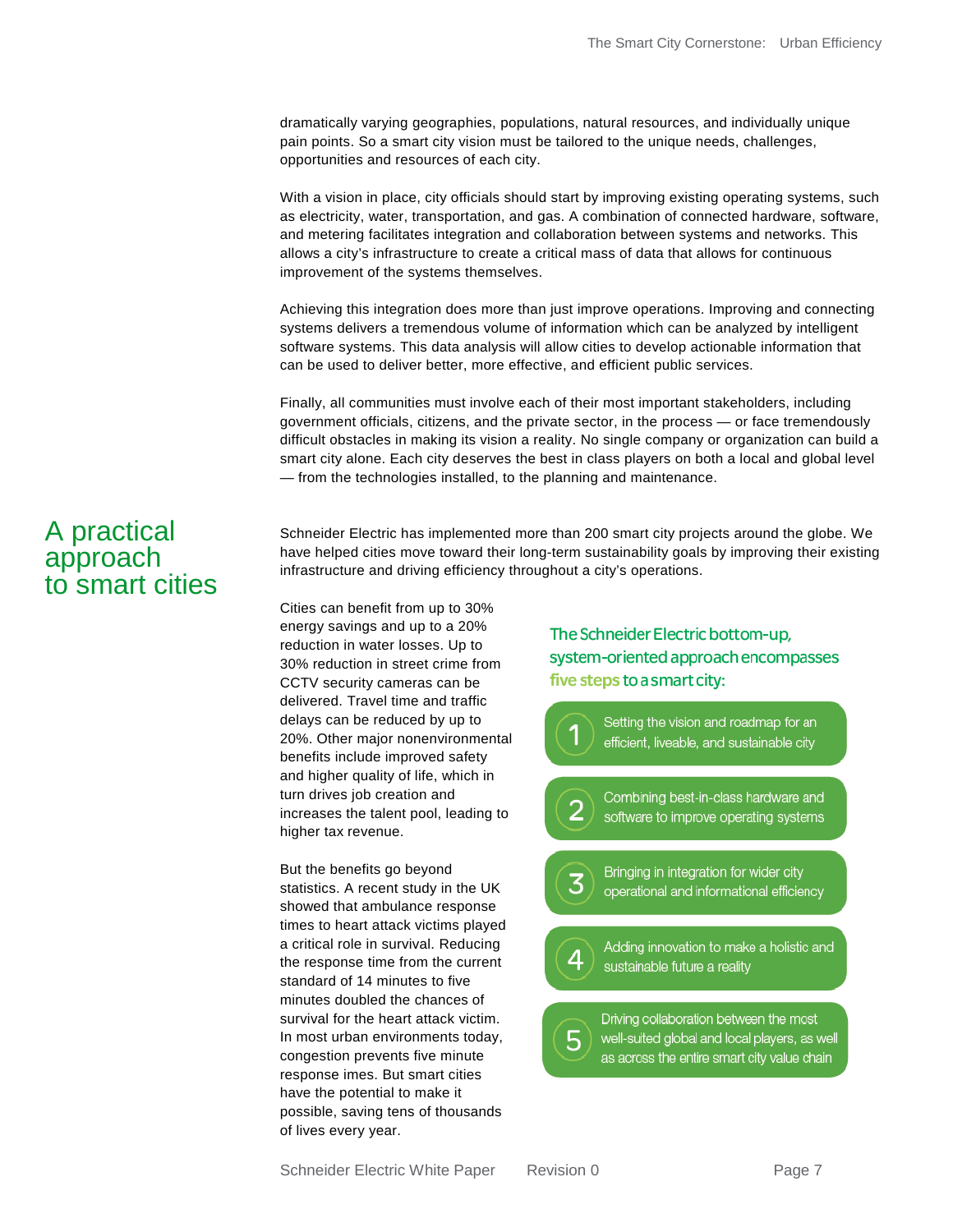dramatically varying geographies, populations, natural resources, and individually unique pain points. So a smart city vision must be tailored to the unique needs, challenges, opportunities and resources of each city.

With a vision in place, city officials should start by improving existing operating systems, such as electricity, water, transportation, and gas. A combination of connected hardware, software, and metering facilitates integration and collaboration between systems and networks. This allows a city's infrastructure to create a critical mass of data that allows for continuous improvement of the systems themselves.

Achieving this integration does more than just improve operations. Improving and connecting systems delivers a tremendous volume of information which can be analyzed by intelligent software systems. This data analysis will allow cities to develop actionable information that can be used to deliver better, more effective, and efficient public services.

Finally, all communities must involve each of their most important stakeholders, including government officials, citizens, and the private sector, in the process — or face tremendously difficult obstacles in making its vision a reality. No single company or organization can build a smart city alone. Each city deserves the best in class players on both a local and global level — from the technologies installed, to the planning and maintenance.

## A practical approach to smart cities

Schneider Electric has implemented more than 200 smart city projects around the globe. We have helped cities move toward their long-term sustainability goals by improving their existing infrastructure and driving efficiency throughout a city's operations.

Cities can benefit from up to 30% energy savings and up to a 20% reduction in water losses. Up to 30% reduction in street crime from CCTV security cameras can be delivered. Travel time and traffic delays can be reduced by up to 20%. Other major nonenvironmental benefits include improved safety and higher quality of life, which in turn drives job creation and increases the talent pool, leading to higher tax revenue.

But the benefits go beyond statistics. A recent study in the UK showed that ambulance response times to heart attack victims played a critical role in survival. Reducing the response time from the current standard of 14 minutes to five minutes doubled the chances of survival for the heart attack victim. In most urban environments today, congestion prevents five minute response imes. But smart cities have the potential to make it possible, saving tens of thousands of lives every year.

**The Schneider Electric bottom-up, system-oriented approach encompasses five steps to a smart city:**

1. Setting the vision and roadmap for an efficient, liveable, and sustainable city
2. Combining best-in-class hardware and software to improve operating systems
3. Bringing in integration for wider city operational and informational efficiency
4. Adding innovation to make a holistic and sustainable future a reality
5. Driving collaboration between the most well-suited global and local players, as well as across the entire smart city value chain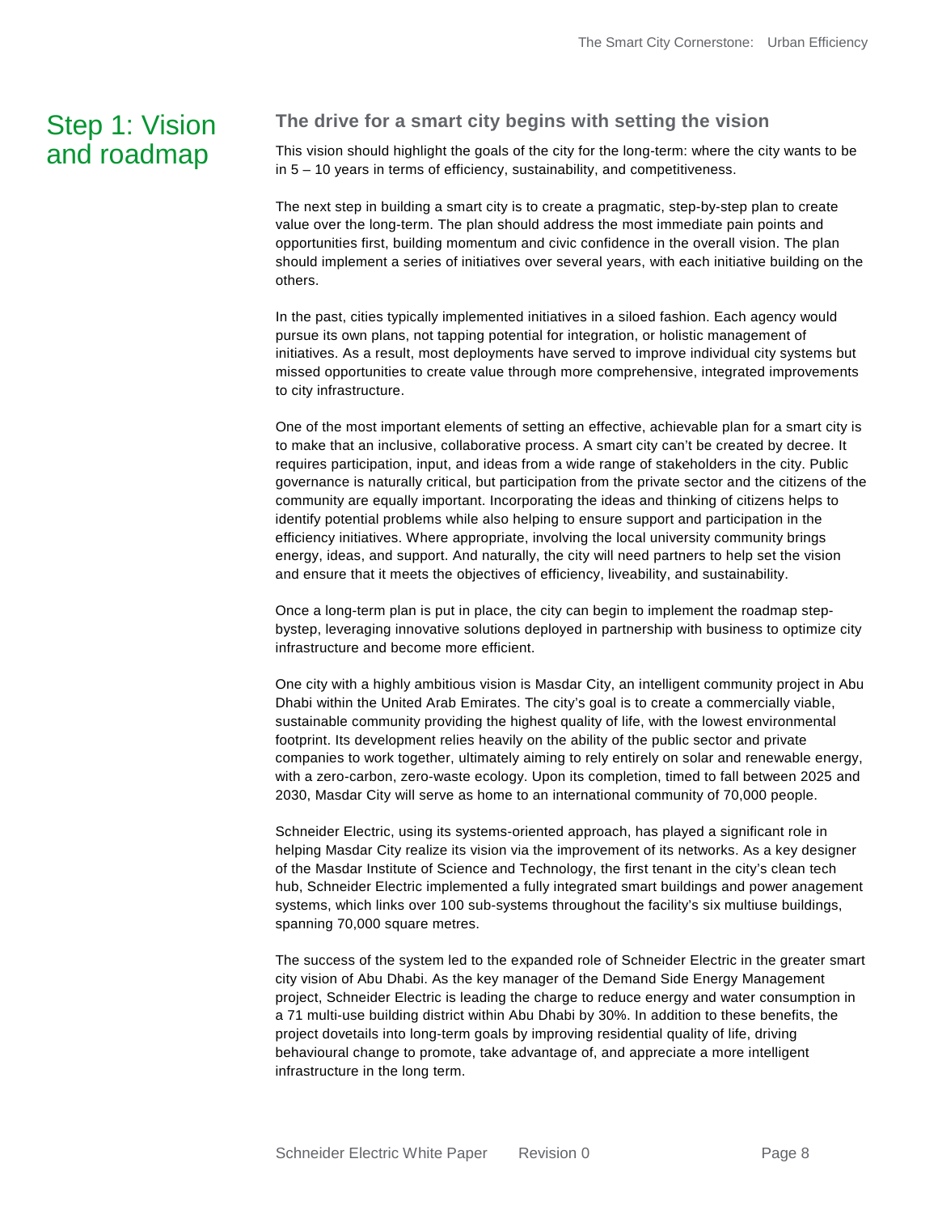## Step 1: Vision and roadmap

### The drive for a smart city begins with setting the vision

This vision should highlight the goals of the city for the long-term: where the city wants to be in 5 – 10 years in terms of efficiency, sustainability, and competitiveness.

The next step in building a smart city is to create a pragmatic, step-by-step plan to create value over the long-term. The plan should address the most immediate pain points and opportunities first, building momentum and civic confidence in the overall vision. The plan should implement a series of initiatives over several years, with each initiative building on the others.

In the past, cities typically implemented initiatives in a siloed fashion. Each agency would pursue its own plans, not tapping potential for integration, or holistic management of initiatives. As a result, most deployments have served to improve individual city systems but missed opportunities to create value through more comprehensive, integrated improvements to city infrastructure.

One of the most important elements of setting an effective, achievable plan for a smart city is to make that an inclusive, collaborative process. A smart city can't be created by decree. It requires participation, input, and ideas from a wide range of stakeholders in the city. Public governance is naturally critical, but participation from the private sector and the citizens of the community are equally important. Incorporating the ideas and thinking of citizens helps to identify potential problems while also helping to ensure support and participation in the efficiency initiatives. Where appropriate, involving the local university community brings energy, ideas, and support. And naturally, the city will need partners to help set the vision and ensure that it meets the objectives of efficiency, liveability, and sustainability.

Once a long-term plan is put in place, the city can begin to implement the roadmap step-bystep, leveraging innovative solutions deployed in partnership with business to optimize city infrastructure and become more efficient.

One city with a highly ambitious vision is Masdar City, an intelligent community project in Abu Dhabi within the United Arab Emirates. The city's goal is to create a commercially viable, sustainable community providing the highest quality of life, with the lowest environmental footprint. Its development relies heavily on the ability of the public sector and private companies to work together, ultimately aiming to rely entirely on solar and renewable energy, with a zero-carbon, zero-waste ecology. Upon its completion, timed to fall between 2025 and 2030, Masdar City will serve as home to an international community of 70,000 people.

Schneider Electric, using its systems-oriented approach, has played a significant role in helping Masdar City realize its vision via the improvement of its networks. As a key designer of the Masdar Institute of Science and Technology, the first tenant in the city's clean tech hub, Schneider Electric implemented a fully integrated smart buildings and power anagement systems, which links over 100 sub-systems throughout the facility's six multiuse buildings, spanning 70,000 square metres.

The success of the system led to the expanded role of Schneider Electric in the greater smart city vision of Abu Dhabi. As the key manager of the Demand Side Energy Management project, Schneider Electric is leading the charge to reduce energy and water consumption in a 71 multi-use building district within Abu Dhabi by 30%. In addition to these benefits, the project dovetails into long-term goals by improving residential quality of life, driving behavioural change to promote, take advantage of, and appreciate a more intelligent infrastructure in the long term.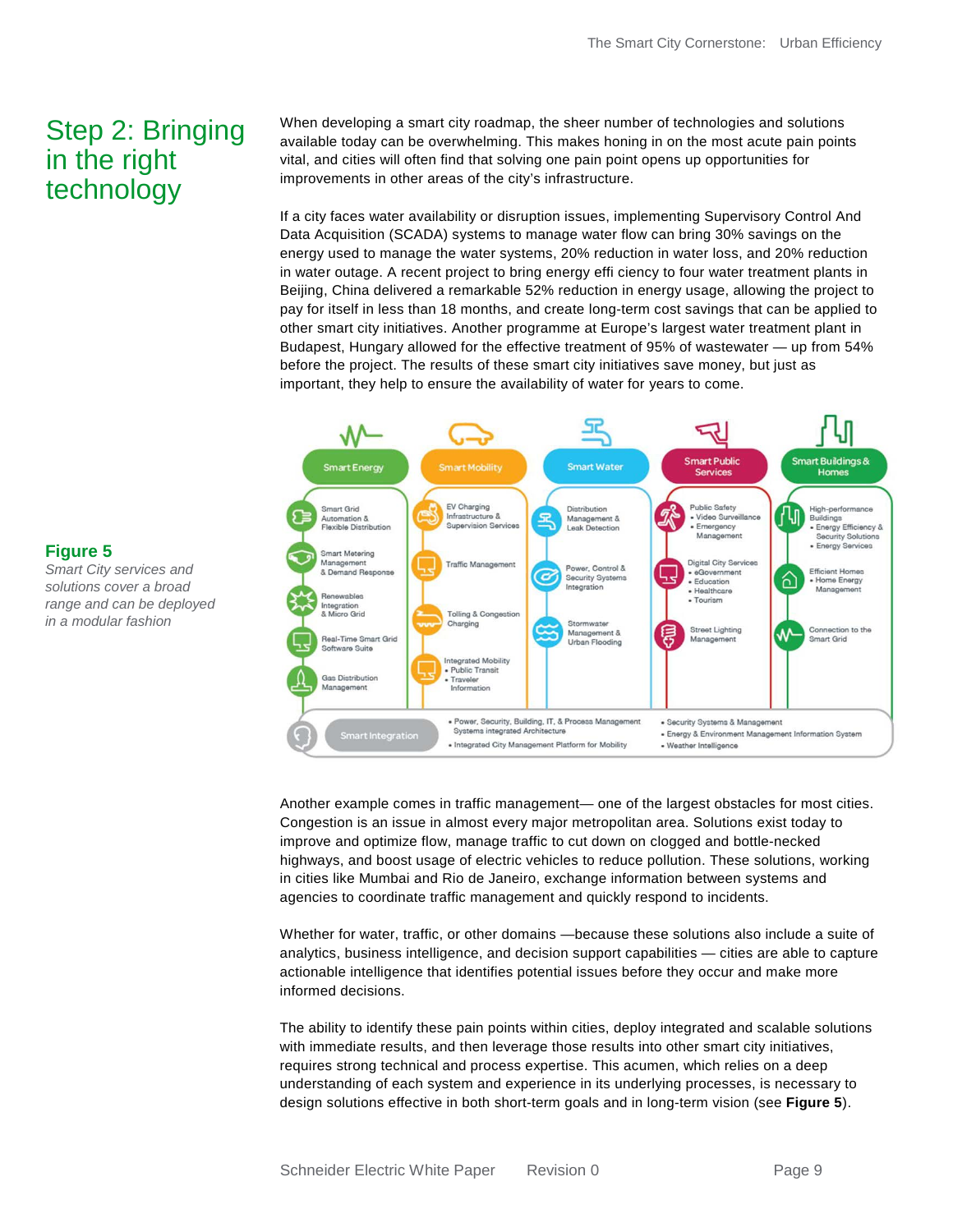## Step 2: Bringing in the right technology

When developing a smart city roadmap, the sheer number of technologies and solutions available today can be overwhelming. This makes honing in on the most acute pain points vital, and cities will often find that solving one pain point opens up opportunities for improvements in other areas of the city's infrastructure.

If a city faces water availability or disruption issues, implementing Supervisory Control And Data Acquisition (SCADA) systems to manage water flow can bring 30% savings on the energy used to manage the water systems, 20% reduction in water loss, and 20% reduction in water outage. A recent project to bring energy effi ciency to four water treatment plants in Beijing, China delivered a remarkable 52% reduction in energy usage, allowing the project to pay for itself in less than 18 months, and create long-term cost savings that can be applied to other smart city initiatives. Another programme at Europe's largest water treatment plant in Budapest, Hungary allowed for the effective treatment of 95% of wastewater — up from 54% before the project. The results of these smart city initiatives save money, but just as important, they help to ensure the availability of water for years to come.

**Figure 5**

*Smart City services and solutions cover a broad range and can be deployed in a modular fashion*

Another example comes in traffic management— one of the largest obstacles for most cities. Congestion is an issue in almost every major metropolitan area. Solutions exist today to improve and optimize flow, manage traffic to cut down on clogged and bottle-necked highways, and boost usage of electric vehicles to reduce pollution. These solutions, working in cities like Mumbai and Rio de Janeiro, exchange information between systems and agencies to coordinate traffic management and quickly respond to incidents.

Whether for water, traffic, or other domains —because these solutions also include a suite of analytics, business intelligence, and decision support capabilities — cities are able to capture actionable intelligence that identifies potential issues before they occur and make more informed decisions.

The ability to identify these pain points within cities, deploy integrated and scalable solutions with immediate results, and then leverage those results into other smart city initiatives, requires strong technical and process expertise. This acumen, which relies on a deep understanding of each system and experience in its underlying processes, is necessary to design solutions effective in both short-term goals and in long-term vision (see **Figure 5**).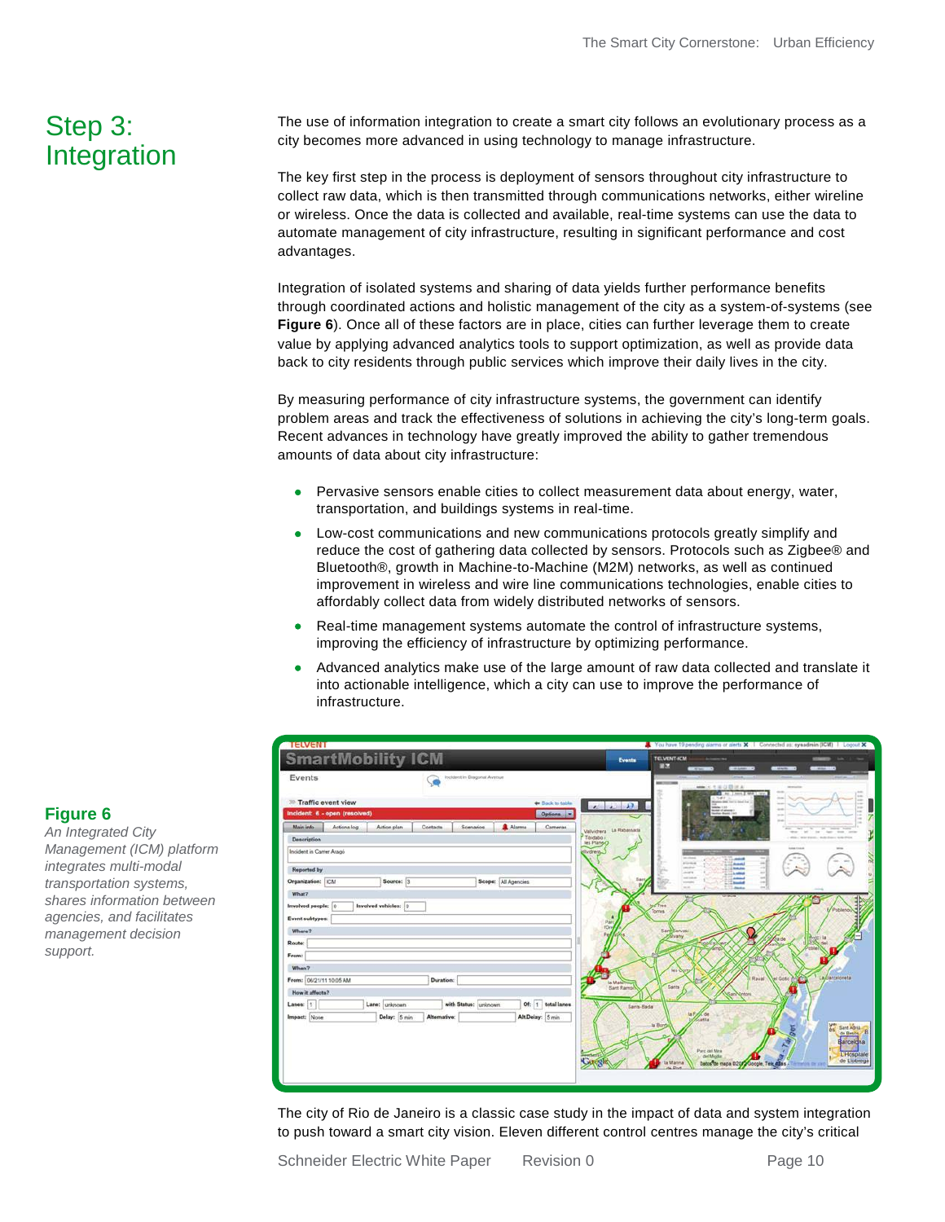# Step 3: Integration

The use of information integration to create a smart city follows an evolutionary process as a city becomes more advanced in using technology to manage infrastructure.

The key first step in the process is deployment of sensors throughout city infrastructure to collect raw data, which is then transmitted through communications networks, either wireline or wireless. Once the data is collected and available, real-time systems can use the data to automate management of city infrastructure, resulting in significant performance and cost advantages.

Integration of isolated systems and sharing of data yields further performance benefits through coordinated actions and holistic management of the city as a system-of-systems (see **Figure 6**). Once all of these factors are in place, cities can further leverage them to create value by applying advanced analytics tools to support optimization, as well as provide data back to city residents through public services which improve their daily lives in the city.

By measuring performance of city infrastructure systems, the government can identify problem areas and track the effectiveness of solutions in achieving the city's long-term goals. Recent advances in technology have greatly improved the ability to gather tremendous amounts of data about city infrastructure:

- Pervasive sensors enable cities to collect measurement data about energy, water, transportation, and buildings systems in real-time.
- Low-cost communications and new communications protocols greatly simplify and reduce the cost of gathering data collected by sensors. Protocols such as Zigbee® and Bluetooth®, growth in Machine-to-Machine (M2M) networks, as well as continued improvement in wireless and wire line communications technologies, enable cities to affordably collect data from widely distributed networks of sensors.
- Real-time management systems automate the control of infrastructure systems, improving the efficiency of infrastructure by optimizing performance.
- Advanced analytics make use of the large amount of raw data collected and translate it into actionable intelligence, which a city can use to improve the performance of infrastructure.

**Figure 6**

*An Integrated City Management (ICM) platform integrates multi-modal transportation systems, shares information between agencies, and facilitates management decision support.*

The city of Rio de Janeiro is a classic case study in the impact of data and system integration to push toward a smart city vision. Eleven different control centres manage the city's critical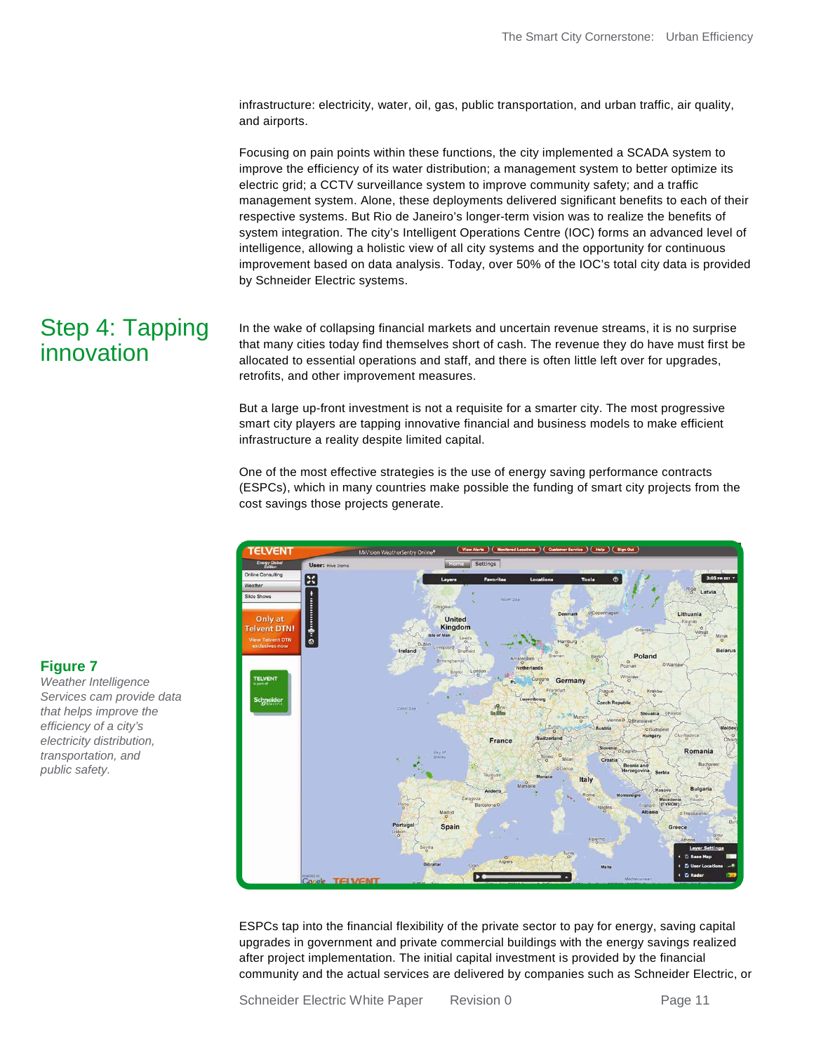infrastructure: electricity, water, oil, gas, public transportation, and urban traffic, air quality, and airports.

Focusing on pain points within these functions, the city implemented a SCADA system to improve the efficiency of its water distribution; a management system to better optimize its electric grid; a CCTV surveillance system to improve community safety; and a traffic management system. Alone, these deployments delivered significant benefits to each of their respective systems. But Rio de Janeiro's longer-term vision was to realize the benefits of system integration. The city's Intelligent Operations Centre (IOC) forms an advanced level of intelligence, allowing a holistic view of all city systems and the opportunity for continuous improvement based on data analysis. Today, over 50% of the IOC's total city data is provided by Schneider Electric systems.

## Step 4: Tapping innovation

In the wake of collapsing financial markets and uncertain revenue streams, it is no surprise that many cities today find themselves short of cash. The revenue they do have must first be allocated to essential operations and staff, and there is often little left over for upgrades, retrofits, and other improvement measures.

But a large up-front investment is not a requisite for a smarter city. The most progressive smart city players are tapping innovative financial and business models to make efficient infrastructure a reality despite limited capital.

One of the most effective strategies is the use of energy saving performance contracts (ESPCs), which in many countries make possible the funding of smart city projects from the cost savings those projects generate.

**Figure 7**
*Weather Intelligence Services cam provide data that helps improve the efficiency of a city's electricity distribution, transportation, and public safety.*

ESPCs tap into the financial flexibility of the private sector to pay for energy, saving capital upgrades in government and private commercial buildings with the energy savings realized after project implementation. The initial capital investment is provided by the financial community and the actual services are delivered by companies such as Schneider Electric, or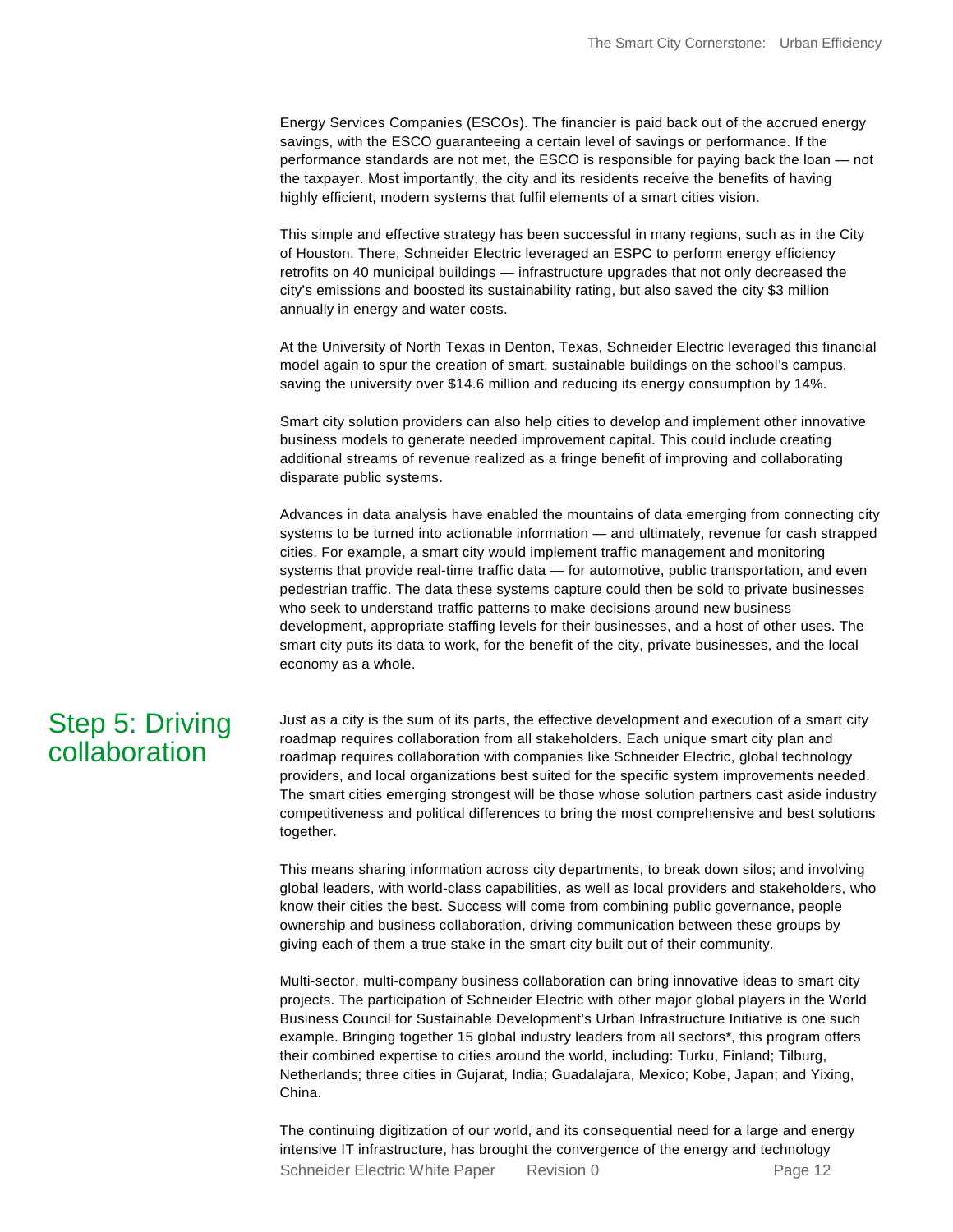Energy Services Companies (ESCOs). The financier is paid back out of the accrued energy savings, with the ESCO guaranteeing a certain level of savings or performance. If the performance standards are not met, the ESCO is responsible for paying back the loan — not the taxpayer. Most importantly, the city and its residents receive the benefits of having highly efficient, modern systems that fulfil elements of a smart cities vision.

This simple and effective strategy has been successful in many regions, such as in the City of Houston. There, Schneider Electric leveraged an ESPC to perform energy efficiency retrofits on 40 municipal buildings — infrastructure upgrades that not only decreased the city's emissions and boosted its sustainability rating, but also saved the city $3 million annually in energy and water costs.

At the University of North Texas in Denton, Texas, Schneider Electric leveraged this financial model again to spur the creation of smart, sustainable buildings on the school's campus, saving the university over $14.6 million and reducing its energy consumption by 14%.

Smart city solution providers can also help cities to develop and implement other innovative business models to generate needed improvement capital. This could include creating additional streams of revenue realized as a fringe benefit of improving and collaborating disparate public systems.

Advances in data analysis have enabled the mountains of data emerging from connecting city systems to be turned into actionable information — and ultimately, revenue for cash strapped cities. For example, a smart city would implement traffic management and monitoring systems that provide real-time traffic data — for automotive, public transportation, and even pedestrian traffic. The data these systems capture could then be sold to private businesses who seek to understand traffic patterns to make decisions around new business development, appropriate staffing levels for their businesses, and a host of other uses. The smart city puts its data to work, for the benefit of the city, private businesses, and the local economy as a whole.

## Step 5: Driving collaboration

Just as a city is the sum of its parts, the effective development and execution of a smart city roadmap requires collaboration from all stakeholders. Each unique smart city plan and roadmap requires collaboration with companies like Schneider Electric, global technology providers, and local organizations best suited for the specific system improvements needed. The smart cities emerging strongest will be those whose solution partners cast aside industry competitiveness and political differences to bring the most comprehensive and best solutions together.

This means sharing information across city departments, to break down silos; and involving global leaders, with world-class capabilities, as well as local providers and stakeholders, who know their cities the best. Success will come from combining public governance, people ownership and business collaboration, driving communication between these groups by giving each of them a true stake in the smart city built out of their community.

Multi-sector, multi-company business collaboration can bring innovative ideas to smart city projects. The participation of Schneider Electric with other major global players in the World Business Council for Sustainable Development's Urban Infrastructure Initiative is one such example. Bringing together 15 global industry leaders from all sectors*, this program offers their combined expertise to cities around the world, including: Turku, Finland; Tilburg, Netherlands; three cities in Gujarat, India; Guadalajara, Mexico; Kobe, Japan; and Yixing, China.

The continuing digitization of our world, and its consequential need for a large and energy intensive IT infrastructure, has brought the convergence of the energy and technology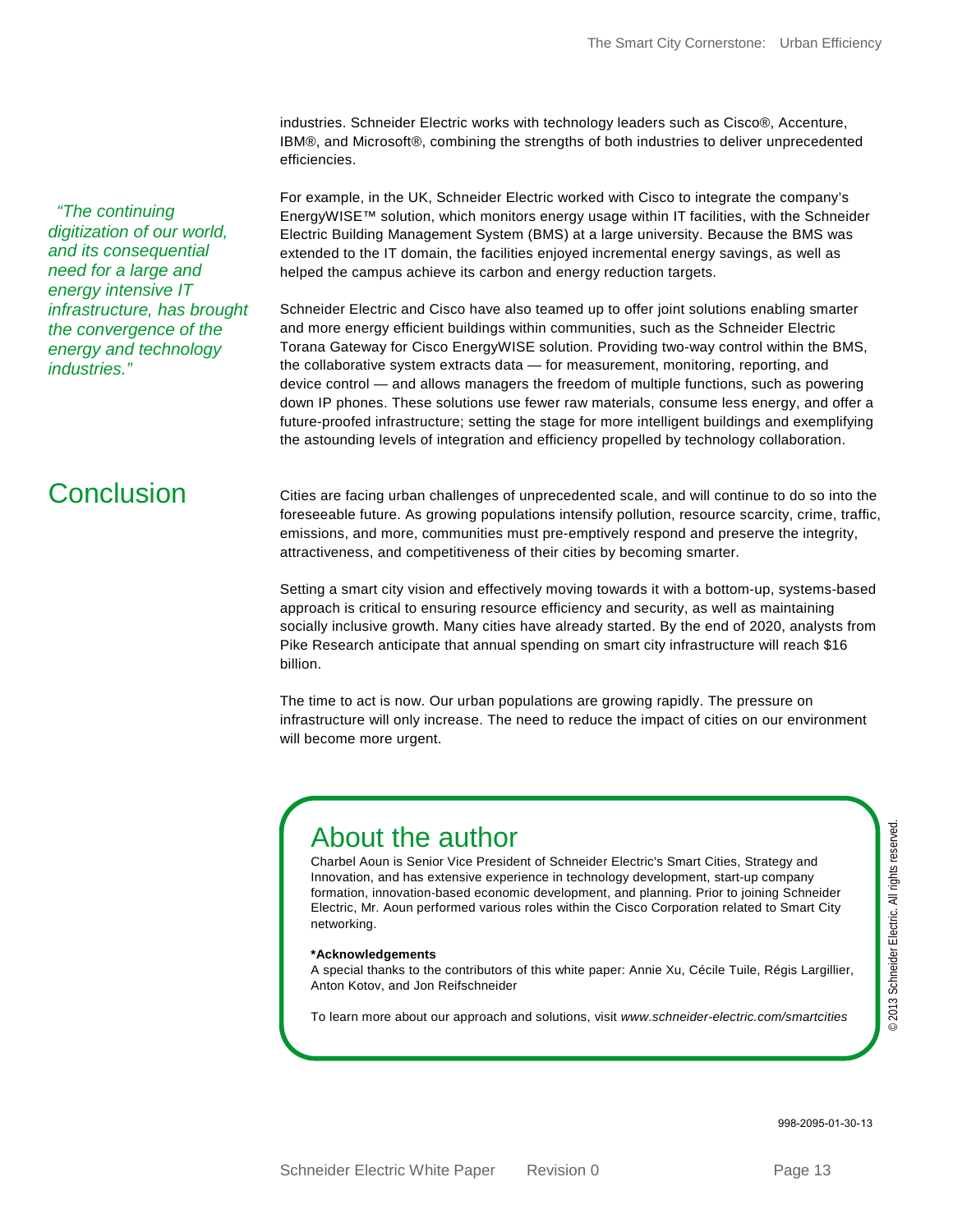industries. Schneider Electric works with technology leaders such as Cisco®, Accenture, IBM®, and Microsoft®, combining the strengths of both industries to deliver unprecedented efficiencies.

*"The continuing digitization of our world, and its consequential need for a large and energy intensive IT infrastructure, has brought the convergence of the energy and technology industries."*

For example, in the UK, Schneider Electric worked with Cisco to integrate the company's EnergyWISE™ solution, which monitors energy usage within IT facilities, with the Schneider Electric Building Management System (BMS) at a large university. Because the BMS was extended to the IT domain, the facilities enjoyed incremental energy savings, as well as helped the campus achieve its carbon and energy reduction targets.

Schneider Electric and Cisco have also teamed up to offer joint solutions enabling smarter and more energy efficient buildings within communities, such as the Schneider Electric Torana Gateway for Cisco EnergyWISE solution. Providing two-way control within the BMS, the collaborative system extracts data — for measurement, monitoring, reporting, and device control — and allows managers the freedom of multiple functions, such as powering down IP phones. These solutions use fewer raw materials, consume less energy, and offer a future-proofed infrastructure; setting the stage for more intelligent buildings and exemplifying the astounding levels of integration and efficiency propelled by technology collaboration.

# Conclusion

Cities are facing urban challenges of unprecedented scale, and will continue to do so into the foreseeable future. As growing populations intensify pollution, resource scarcity, crime, traffic, emissions, and more, communities must pre-emptively respond and preserve the integrity, attractiveness, and competitiveness of their cities by becoming smarter.

Setting a smart city vision and effectively moving towards it with a bottom-up, systems-based approach is critical to ensuring resource efficiency and security, as well as maintaining socially inclusive growth. Many cities have already started. By the end of 2020, analysts from Pike Research anticipate that annual spending on smart city infrastructure will reach $16 billion.

The time to act is now. Our urban populations are growing rapidly. The pressure on infrastructure will only increase. The need to reduce the impact of cities on our environment will become more urgent.

## About the author

Charbel Aoun is Senior Vice President of Schneider Electric's Smart Cities, Strategy and Innovation, and has extensive experience in technology development, start-up company formation, innovation-based economic development, and planning. Prior to joining Schneider Electric, Mr. Aoun performed various roles within the Cisco Corporation related to Smart City networking.

**\*Acknowledgements**

A special thanks to the contributors of this white paper: Annie Xu, Cécile Tuile, Régis Largillier, Anton Kotov, and Jon Reifschneider

To learn more about our approach and solutions, visit *www.schneider-electric.com/smartcities*

© 2013 Schneider Electric. All rights reserved.

998-2095-01-30-13